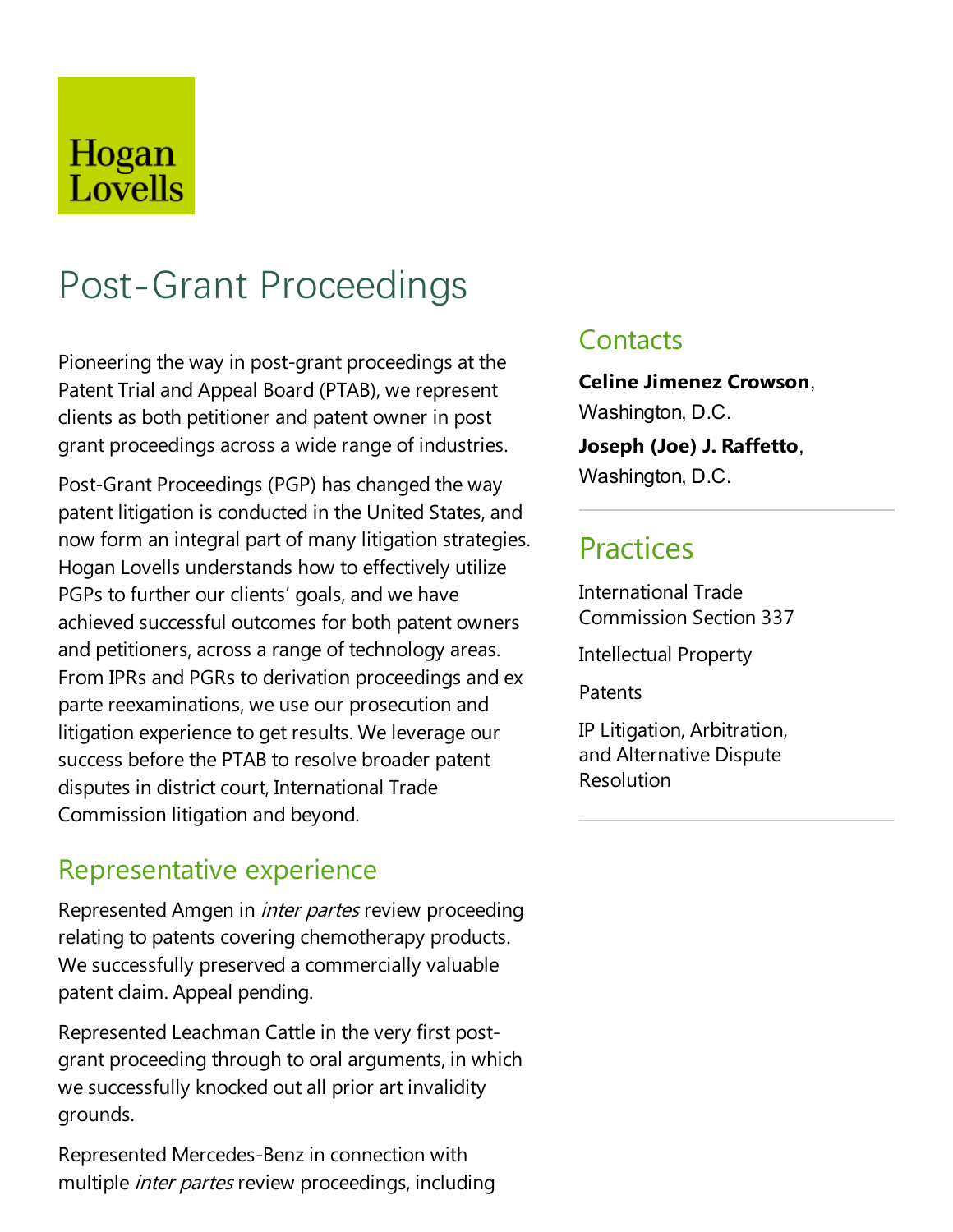Hogan Lovells

# Post-Grant Proceedings

Pioneering the way in post-grant proceedings at the Patent Trial and Appeal Board (PTAB), we represent clients as both petitioner and patent owner in post grant proceedings across a wide range of industries.

Post-Grant Proceedings (PGP) has changed the way patent litigation is conducted in the United States, and now form an integral part of many litigation strategies. Hogan Lovells understands how to effectively utilize PGPs to further our clients' goals, and we have achieved successful outcomes for both patent owners and petitioners, across a range of technology areas. From IPRs and PGRs to derivation proceedings and ex parte reexaminations, we use our prosecution and litigation experience to get results. We leverage our success before the PTAB to resolve broader patent disputes in district court, International Trade Commission litigation and beyond.

## Representative experience

Represented Amgen in *inter partes* review proceeding relating to patents covering chemotherapy products. We successfully preserved a commercially valuable patent claim. Appeal pending.

Represented Leachman Cattle in the very first post-grant proceeding through to oral arguments, in which we successfully knocked out all prior art invalidity grounds.

Represented Mercedes-Benz in connection with multiple *inter partes* review proceedings, including

## Contacts

**Celine Jimenez Crowson**, Washington, D.C.

**Joseph (Joe) J. Raffetto**, Washington, D.C.

## Practices

International Trade Commission Section 337

Intellectual Property

Patents

IP Litigation, Arbitration, and Alternative Dispute Resolution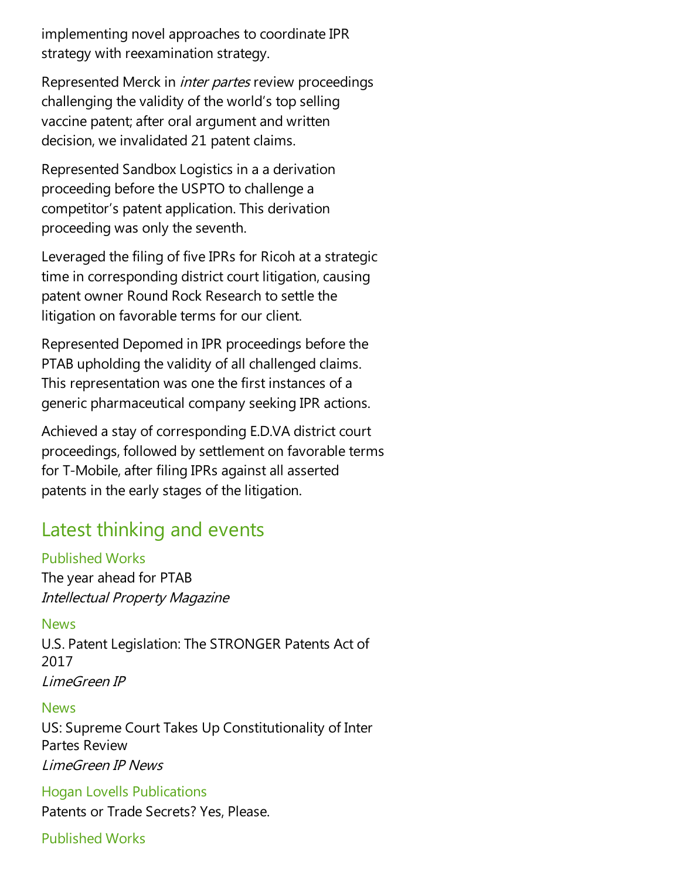implementing novel approaches to coordinate IPR strategy with reexamination strategy.

Represented Merck in *inter partes* review proceedings challenging the validity of the world's top selling vaccine patent; after oral argument and written decision, we invalidated 21 patent claims.

Represented Sandbox Logistics in a a derivation proceeding before the USPTO to challenge a competitor's patent application. This derivation proceeding was only the seventh.

Leveraged the filing of five IPRs for Ricoh at a strategic time in corresponding district court litigation, causing patent owner Round Rock Research to settle the litigation on favorable terms for our client.

Represented Depomed in IPR proceedings before the PTAB upholding the validity of all challenged claims. This representation was one the first instances of a generic pharmaceutical company seeking IPR actions.

Achieved a stay of corresponding E.D.VA district court proceedings, followed by settlement on favorable terms for T-Mobile, after filing IPRs against all asserted patents in the early stages of the litigation.

## Latest thinking and events

Published Works
The year ahead for PTAB
*Intellectual Property Magazine*

News
U.S. Patent Legislation: The STRONGER Patents Act of 2017
*LimeGreen IP*

News
US: Supreme Court Takes Up Constitutionality of Inter Partes Review
*LimeGreen IP News*

Hogan Lovells Publications
Patents or Trade Secrets? Yes, Please.

Published Works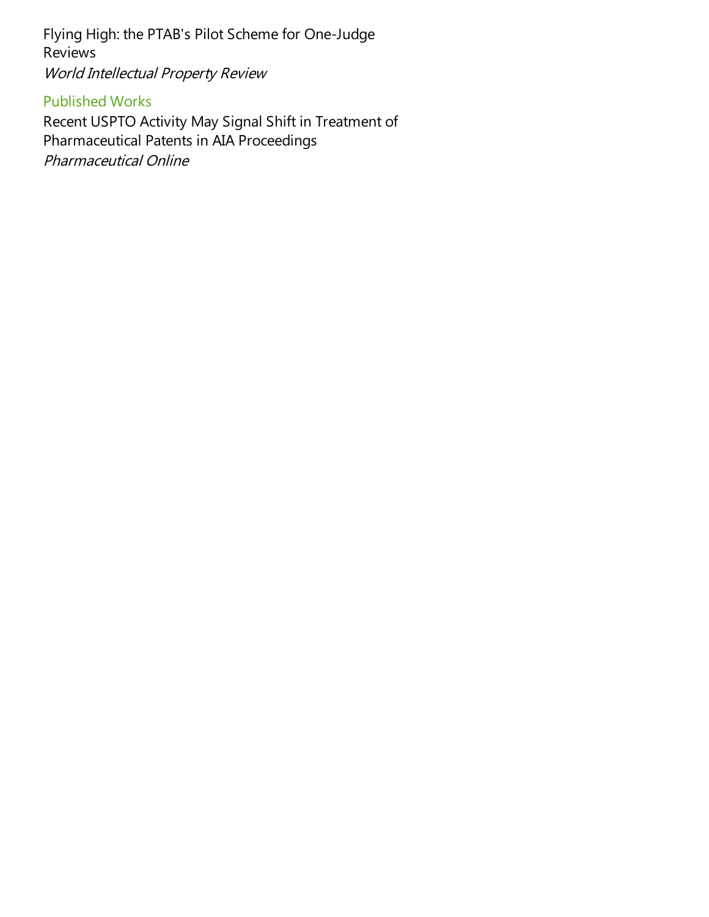Flying High: the PTAB's Pilot Scheme for One-Judge Reviews
*World Intellectual Property Review*

## Published Works

Recent USPTO Activity May Signal Shift in Treatment of Pharmaceutical Patents in AIA Proceedings
*Pharmaceutical Online*